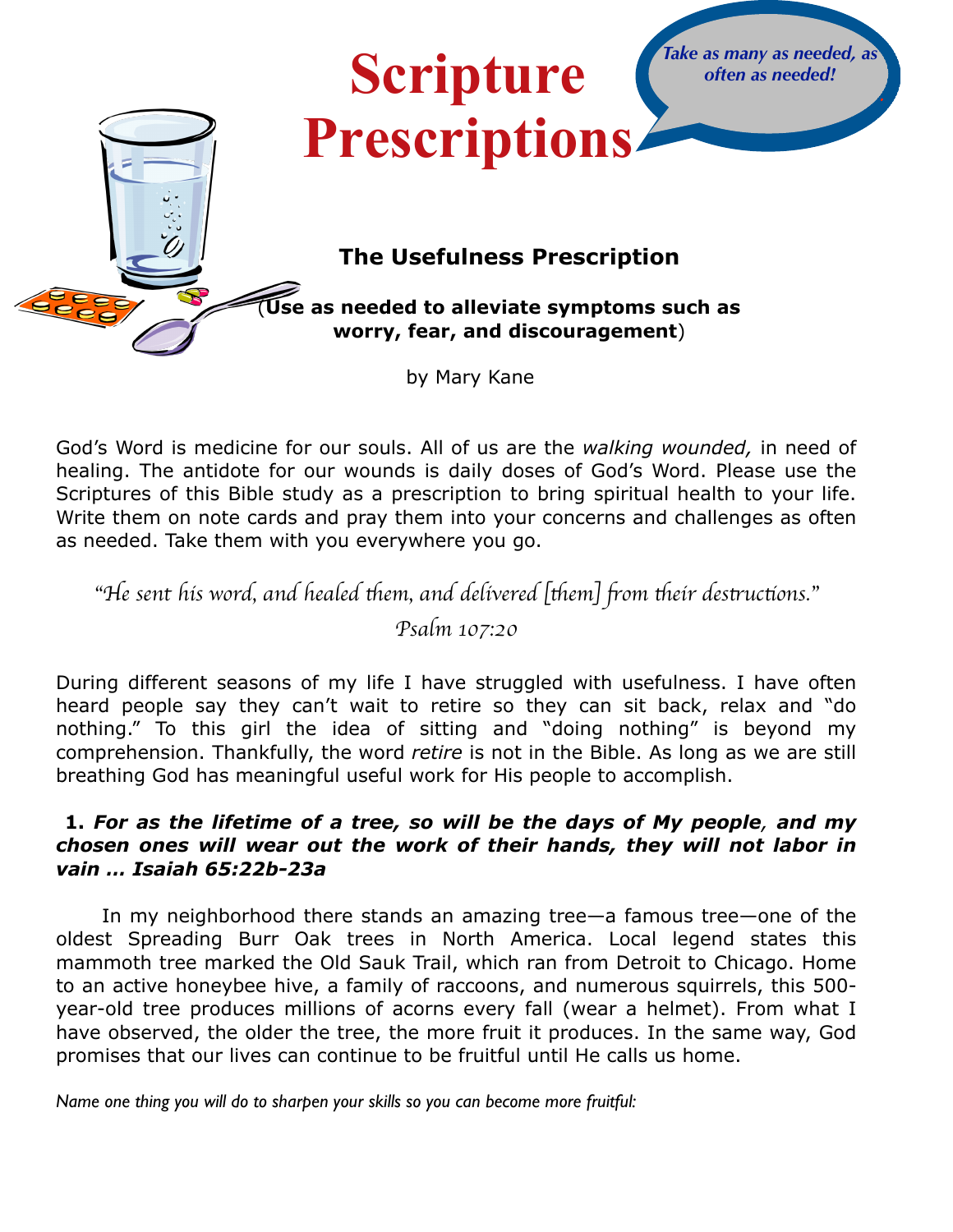# Scripture Prescriptions

*Take as many as needed, as often as needed!*

### The Usefulness Prescription

**(Use as needed to alleviate symptoms such as worry, fear, and discouragement)**

by Mary Kane

God's Word is medicine for our souls. All of us are the *walking wounded,* in need of healing. The antidote for our wounds is daily doses of God's Word. Please use the Scriptures of this Bible study as a prescription to bring spiritual health to your life. Write them on note cards and pray them into your concerns and challenges as often as needed. Take them with you everywhere you go.

*"He sent his word, and healed them, and delivered [them] from their destructions."*
*Psalm 107:20*

During different seasons of my life I have struggled with usefulness. I have often heard people say they can't wait to retire so they can sit back, relax and "do nothing." To this girl the idea of sitting and "doing nothing" is beyond my comprehension. Thankfully, the word *retire* is not in the Bible. As long as we are still breathing God has meaningful useful work for His people to accomplish.

**1.** ***For as the lifetime of a tree, so will be the days of My people, and my chosen ones will wear out the work of their hands, they will not labor in vain … Isaiah 65:22b-23a***

In my neighborhood there stands an amazing tree—a famous tree—one of the oldest Spreading Burr Oak trees in North America. Local legend states this mammoth tree marked the Old Sauk Trail, which ran from Detroit to Chicago. Home to an active honeybee hive, a family of raccoons, and numerous squirrels, this 500-year-old tree produces millions of acorns every fall (wear a helmet). From what I have observed, the older the tree, the more fruit it produces. In the same way, God promises that our lives can continue to be fruitful until He calls us home.

*Name one thing you will do to sharpen your skills so you can become more fruitful:*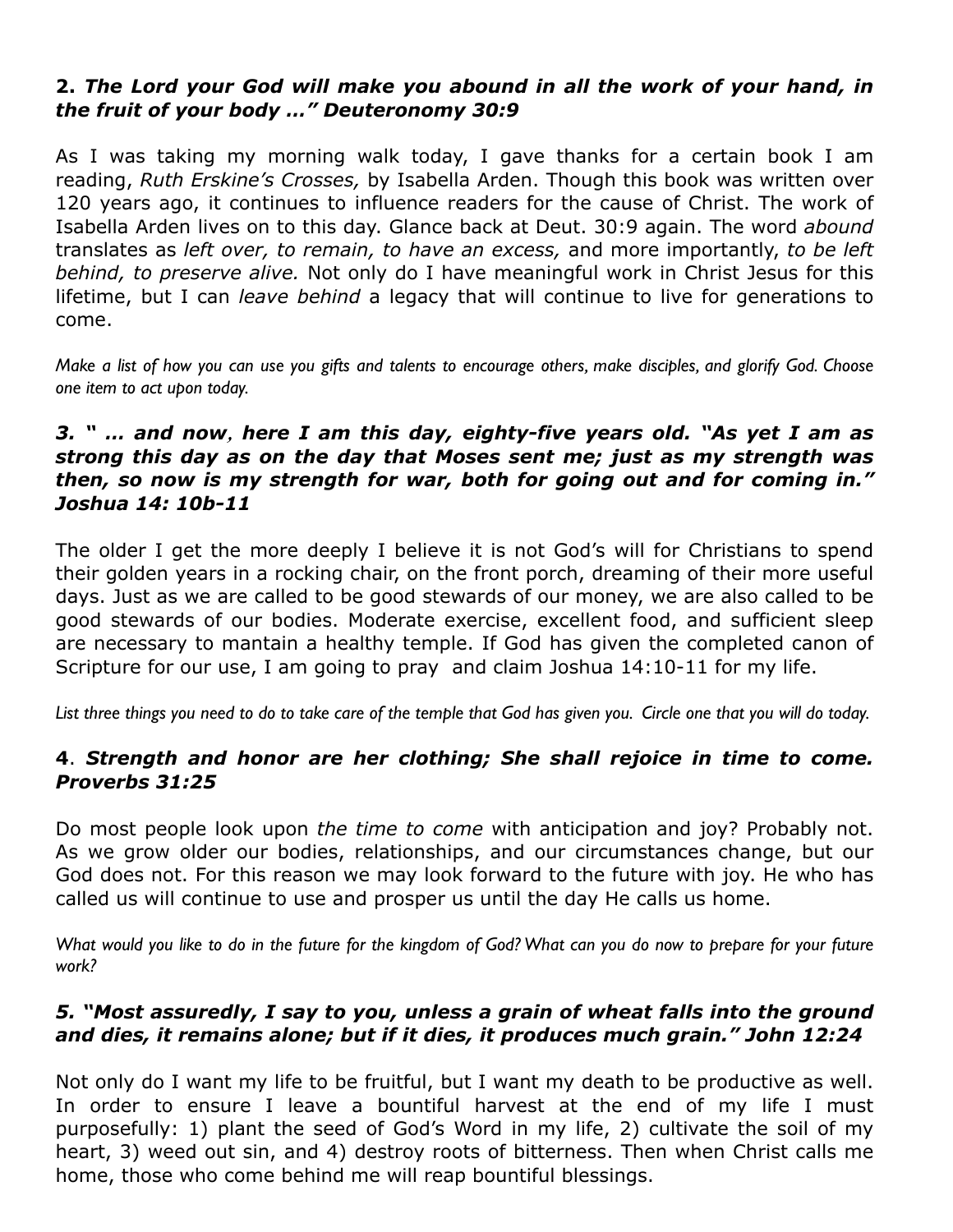**2.** ***The Lord your God will make you abound in all the work of your hand, in the fruit of your body …" Deuteronomy 30:9***

As I was taking my morning walk today, I gave thanks for a certain book I am reading, *Ruth Erskine's Crosses,* by Isabella Arden. Though this book was written over 120 years ago, it continues to influence readers for the cause of Christ. The work of Isabella Arden lives on to this day. Glance back at Deut. 30:9 again. The word *abound* translates as *left over, to remain, to have an excess,* and more importantly, *to be left behind, to preserve alive.* Not only do I have meaningful work in Christ Jesus for this lifetime, but I can *leave behind* a legacy that will continue to live for generations to come.

*Make a list of how you can use you gifts and talents to encourage others, make disciples, and glorify God. Choose one item to act upon today.*

***3. " … and now, here I am this day, eighty-five years old. "As yet I am as strong this day as on the day that Moses sent me; just as my strength was then, so now is my strength for war, both for going out and for coming in." Joshua 14: 10b-11***

The older I get the more deeply I believe it is not God's will for Christians to spend their golden years in a rocking chair, on the front porch, dreaming of their more useful days. Just as we are called to be good stewards of our money, we are also called to be good stewards of our bodies. Moderate exercise, excellent food, and sufficient sleep are necessary to mantain a healthy temple. If God has given the completed canon of Scripture for our use, I am going to pray and claim Joshua 14:10-11 for my life.

*List three things you need to do to take care of the temple that God has given you. Circle one that you will do today.*

**4**. ***Strength and honor are her clothing; She shall rejoice in time to come. Proverbs 31:25***

Do most people look upon *the time to come* with anticipation and joy? Probably not. As we grow older our bodies, relationships, and our circumstances change, but our God does not. For this reason we may look forward to the future with joy. He who has called us will continue to use and prosper us until the day He calls us home.

*What would you like to do in the future for the kingdom of God? What can you do now to prepare for your future work?*

***5. "Most assuredly, I say to you, unless a grain of wheat falls into the ground and dies, it remains alone; but if it dies, it produces much grain." John 12:24***

Not only do I want my life to be fruitful, but I want my death to be productive as well. In order to ensure I leave a bountiful harvest at the end of my life I must purposefully: 1) plant the seed of God's Word in my life, 2) cultivate the soil of my heart, 3) weed out sin, and 4) destroy roots of bitterness. Then when Christ calls me home, those who come behind me will reap bountiful blessings.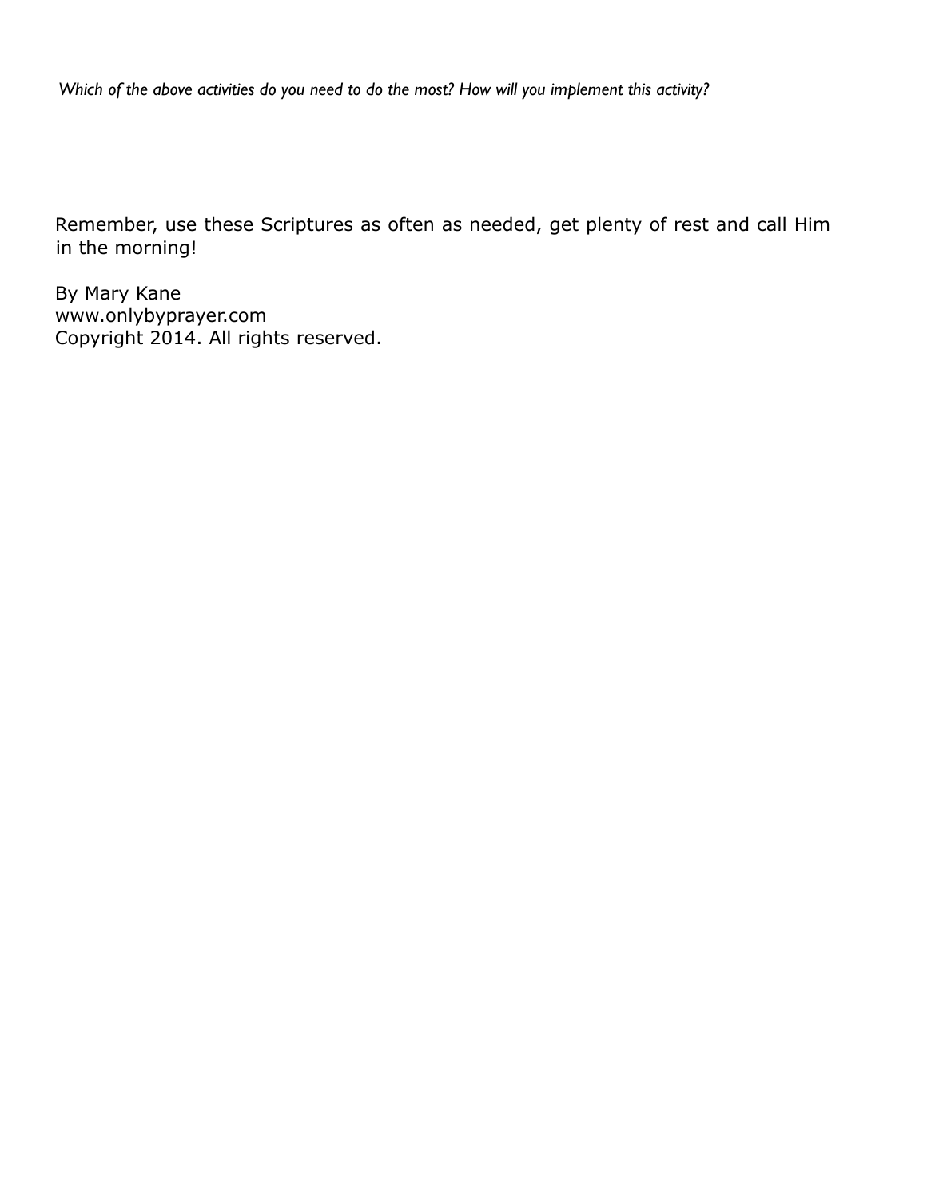*Which of the above activities do you need to do the most? How will you implement this activity?*

Remember, use these Scriptures as often as needed, get plenty of rest and call Him in the morning!

By Mary Kane
www.onlybyprayer.com
Copyright 2014. All rights reserved.